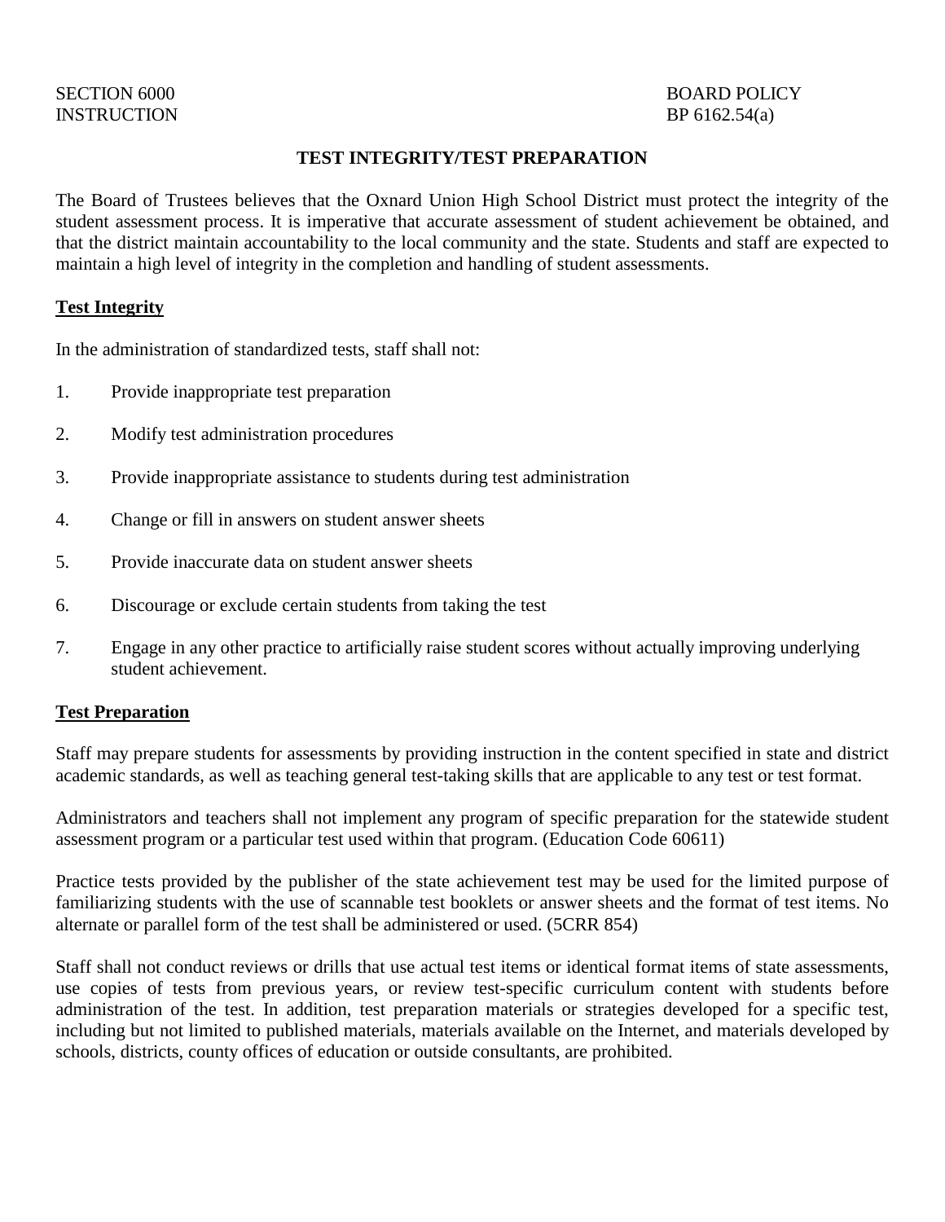SECTION 6000
INSTRUCTION

BOARD POLICY
BP 6162.54(a)

# TEST INTEGRITY/TEST PREPARATION

The Board of Trustees believes that the Oxnard Union High School District must protect the integrity of the student assessment process. It is imperative that accurate assessment of student achievement be obtained, and that the district maintain accountability to the local community and the state. Students and staff are expected to maintain a high level of integrity in the completion and handling of student assessments.

## Test Integrity

In the administration of standardized tests, staff shall not:

1. Provide inappropriate test preparation
2. Modify test administration procedures
3. Provide inappropriate assistance to students during test administration
4. Change or fill in answers on student answer sheets
5. Provide inaccurate data on student answer sheets
6. Discourage or exclude certain students from taking the test
7. Engage in any other practice to artificially raise student scores without actually improving underlying student achievement.

## Test Preparation

Staff may prepare students for assessments by providing instruction in the content specified in state and district academic standards, as well as teaching general test-taking skills that are applicable to any test or test format.

Administrators and teachers shall not implement any program of specific preparation for the statewide student assessment program or a particular test used within that program. (Education Code 60611)

Practice tests provided by the publisher of the state achievement test may be used for the limited purpose of familiarizing students with the use of scannable test booklets or answer sheets and the format of test items. No alternate or parallel form of the test shall be administered or used. (5CRR 854)

Staff shall not conduct reviews or drills that use actual test items or identical format items of state assessments, use copies of tests from previous years, or review test-specific curriculum content with students before administration of the test. In addition, test preparation materials or strategies developed for a specific test, including but not limited to published materials, materials available on the Internet, and materials developed by schools, districts, county offices of education or outside consultants, are prohibited.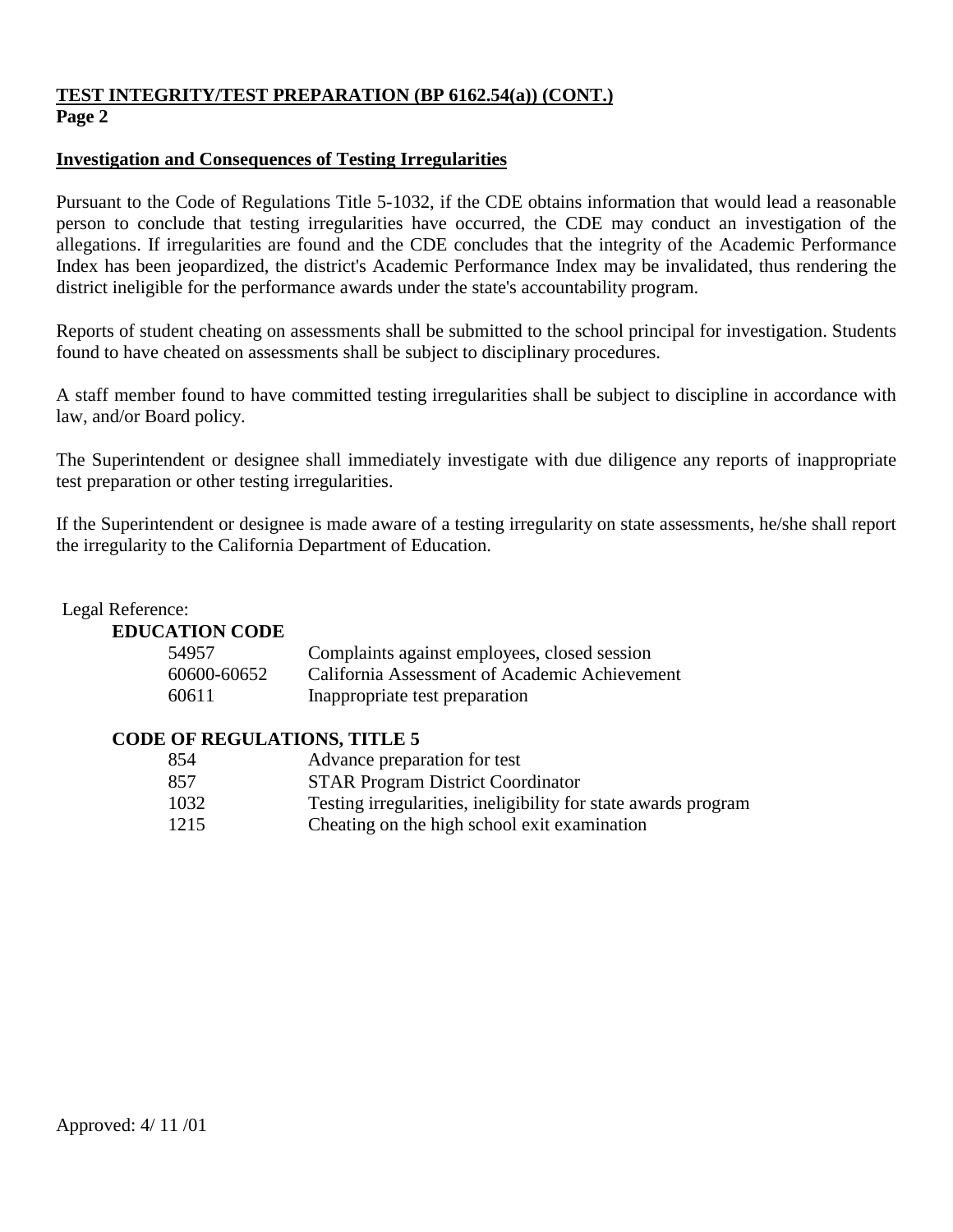**TEST INTEGRITY/TEST PREPARATION (BP 6162.54(a)) (CONT.)**
**Page 2**

## Investigation and Consequences of Testing Irregularities

Pursuant to the Code of Regulations Title 5-1032, if the CDE obtains information that would lead a reasonable person to conclude that testing irregularities have occurred, the CDE may conduct an investigation of the allegations. If irregularities are found and the CDE concludes that the integrity of the Academic Performance Index has been jeopardized, the district's Academic Performance Index may be invalidated, thus rendering the district ineligible for the performance awards under the state's accountability program.

Reports of student cheating on assessments shall be submitted to the school principal for investigation. Students found to have cheated on assessments shall be subject to disciplinary procedures.

A staff member found to have committed testing irregularities shall be subject to discipline in accordance with law, and/or Board policy.

The Superintendent or designee shall immediately investigate with due diligence any reports of inappropriate test preparation or other testing irregularities.

If the Superintendent or designee is made aware of a testing irregularity on state assessments, he/she shall report the irregularity to the California Department of Education.

Legal Reference:

**EDUCATION CODE**

| | |
|---|---|
| 54957 | Complaints against employees, closed session |
| 60600-60652 | California Assessment of Academic Achievement |
| 60611 | Inappropriate test preparation |

**CODE OF REGULATIONS, TITLE 5**

| | |
|---|---|
| 854 | Advance preparation for test |
| 857 | STAR Program District Coordinator |
| 1032 | Testing irregularities, ineligibility for state awards program |
| 1215 | Cheating on the high school exit examination |

Approved: 4/ 11 /01